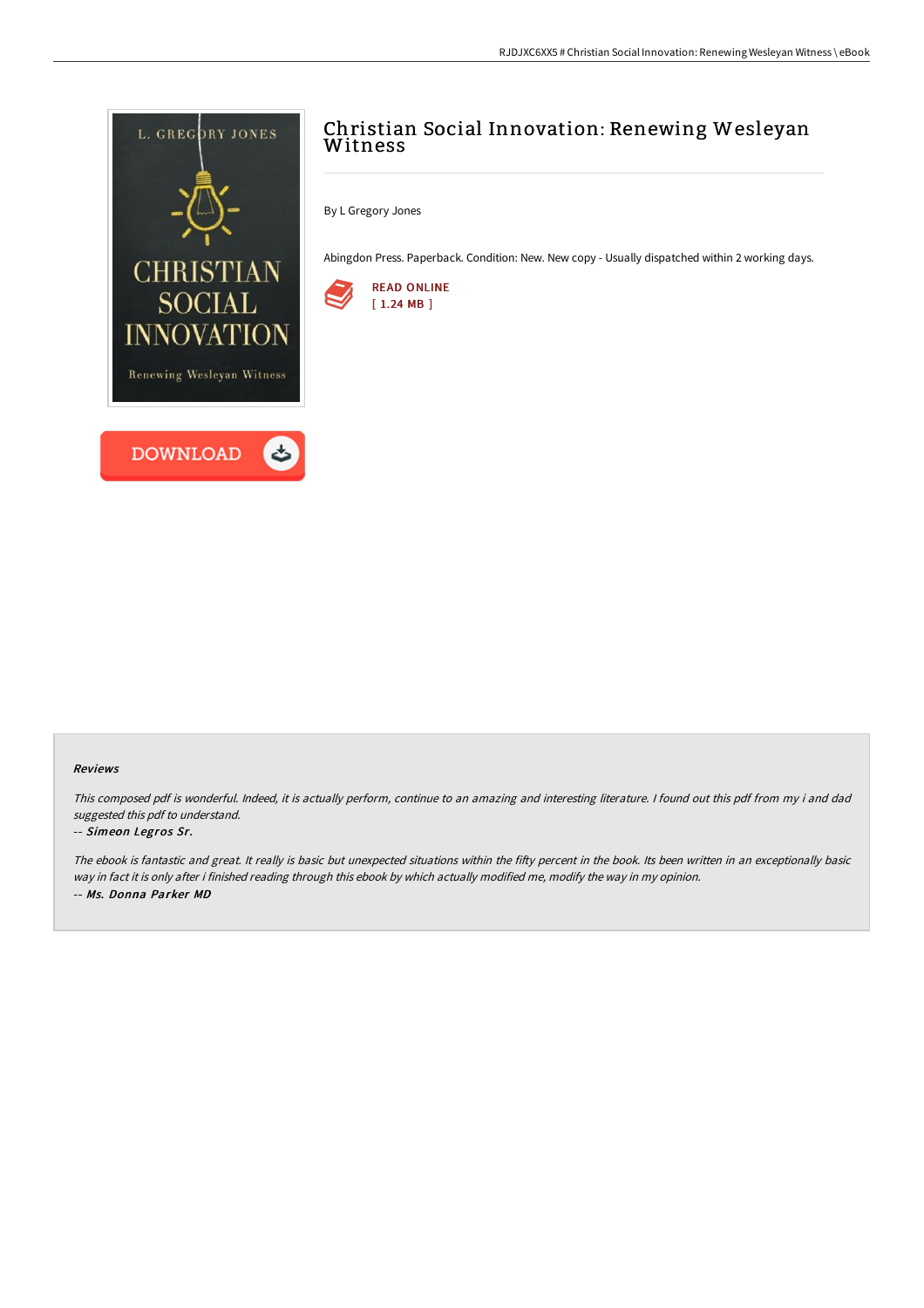# Christian Social Innovation: Renewing Wesleyan Witness

By L Gregory Jones

Abingdon Press. Paperback. Condition: New. New copy - Usually dispatched within 2 working days.

READ ONLINE
[ 1.24 MB ]

DOWNLOAD

### Reviews

*This composed pdf is wonderful. Indeed, it is actually perform, continue to an amazing and interesting literature. I found out this pdf from my i and dad suggested this pdf to understand.*

-- ***Simeon Legros Sr.***

*The ebook is fantastic and great. It really is basic but unexpected situations within the fifty percent in the book. Its been written in an exceptionally basic way in fact it is only after i finished reading through this ebook by which actually modified me, modify the way in my opinion.*

-- ***Ms. Donna Parker MD***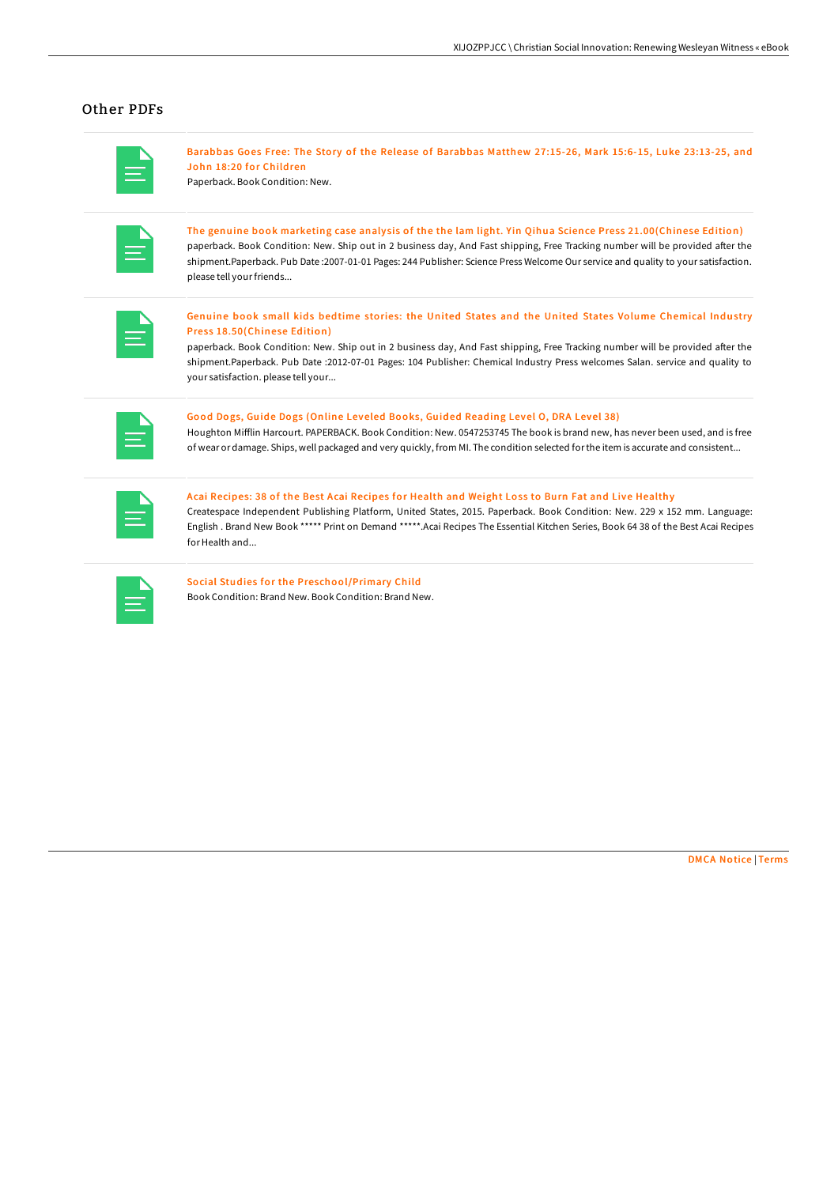## Other PDFs

**Barabbas Goes Free: The Story of the Release of Barabbas Matthew 27:15-26, Mark 15:6-15, Luke 23:13-25, and John 18:20 for Children**

Paperback. Book Condition: New.

**The genuine book marketing case analysis of the the lam light. Yin Qihua Science Press 21.00(Chinese Edition)**

paperback. Book Condition: New. Ship out in 2 business day, And Fast shipping, Free Tracking number will be provided after the shipment.Paperback. Pub Date :2007-01-01 Pages: 244 Publisher: Science Press Welcome Our service and quality to your satisfaction. please tell your friends...

**Genuine book small kids bedtime stories: the United States and the United States Volume Chemical Industry Press 18.50(Chinese Edition)**

paperback. Book Condition: New. Ship out in 2 business day, And Fast shipping, Free Tracking number will be provided after the shipment.Paperback. Pub Date :2012-07-01 Pages: 104 Publisher: Chemical Industry Press welcomes Salan. service and quality to your satisfaction. please tell your...

**Good Dogs, Guide Dogs (Online Leveled Books, Guided Reading Level O, DRA Level 38)**

Houghton Mifflin Harcourt. PAPERBACK. Book Condition: New. 0547253745 The book is brand new, has never been used, and is free of wear or damage. Ships, well packaged and very quickly, from MI. The condition selected for the item is accurate and consistent...

**Acai Recipes: 38 of the Best Acai Recipes for Health and Weight Loss to Burn Fat and Live Healthy**

Createspace Independent Publishing Platform, United States, 2015. Paperback. Book Condition: New. 229 x 152 mm. Language: English . Brand New Book ***** Print on Demand *****.Acai Recipes The Essential Kitchen Series, Book 64 38 of the Best Acai Recipes for Health and...

**Social Studies for the Preschool/Primary Child**

Book Condition: Brand New. Book Condition: Brand New.